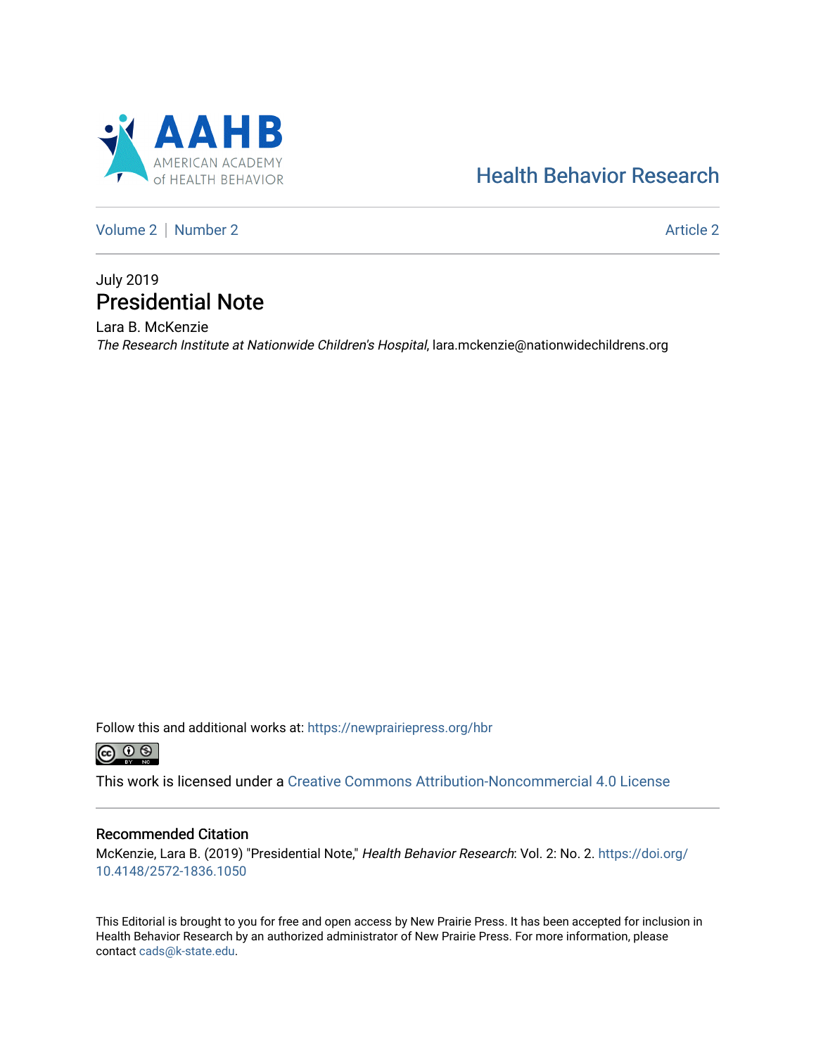AAHB AMERICAN ACADEMY of HEALTH BEHAVIOR

Health Behavior Research

Volume 2 | Number 2 | Article 2

July 2019

# Presidential Note

Lara B. McKenzie

*The Research Institute at Nationwide Children's Hospital*, lara.mckenzie@nationwidechildrens.org

Follow this and additional works at: https://newprairiepress.org/hbr

This work is licensed under a Creative Commons Attribution-Noncommercial 4.0 License

## Recommended Citation

McKenzie, Lara B. (2019) "Presidential Note," *Health Behavior Research*: Vol. 2: No. 2. https://doi.org/10.4148/2572-1836.1050

This Editorial is brought to you for free and open access by New Prairie Press. It has been accepted for inclusion in Health Behavior Research by an authorized administrator of New Prairie Press. For more information, please contact cads@k-state.edu.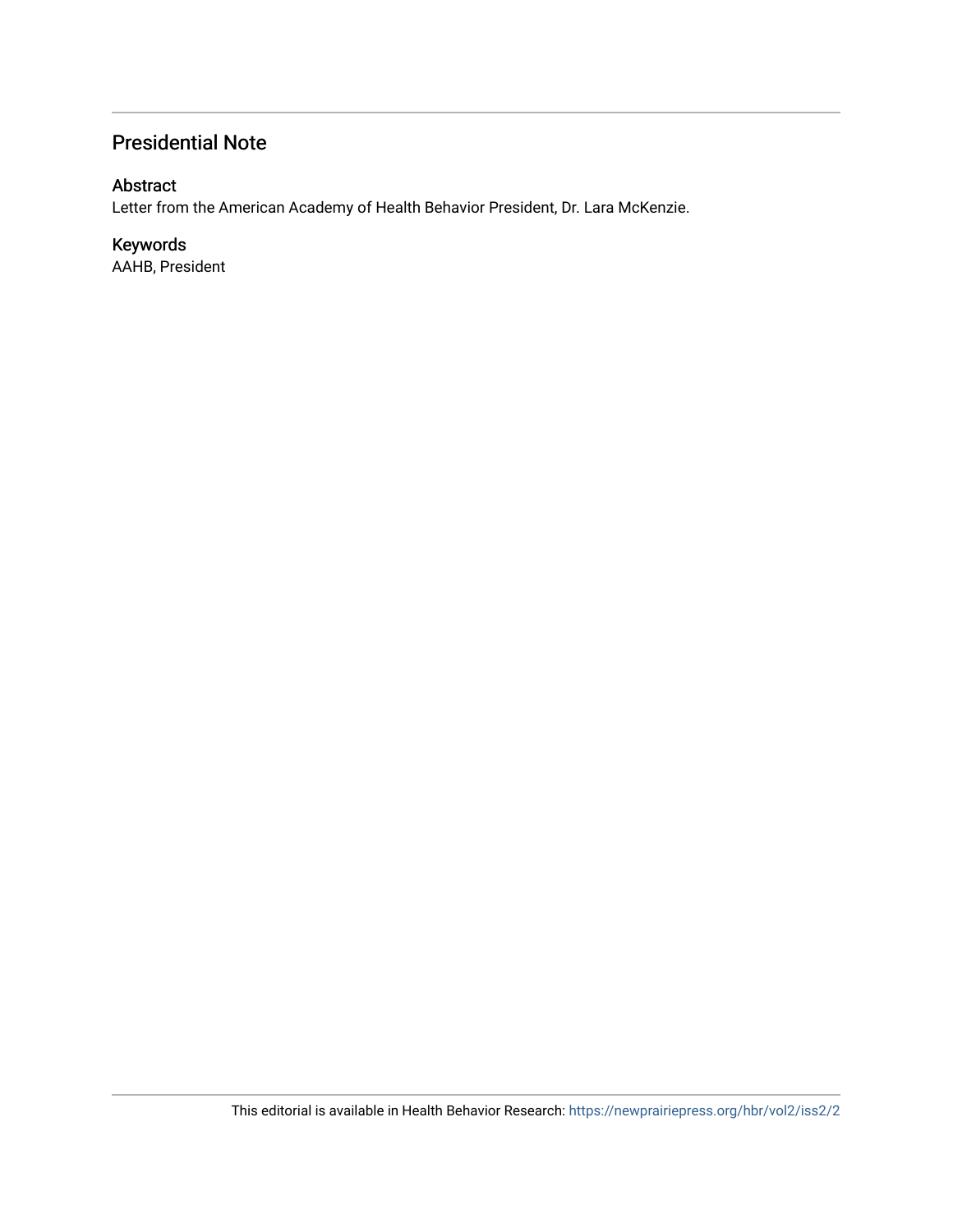## Presidential Note

### Abstract

Letter from the American Academy of Health Behavior President, Dr. Lara McKenzie.

### Keywords

AAHB, President

This editorial is available in Health Behavior Research: https://newprairiepress.org/hbr/vol2/iss2/2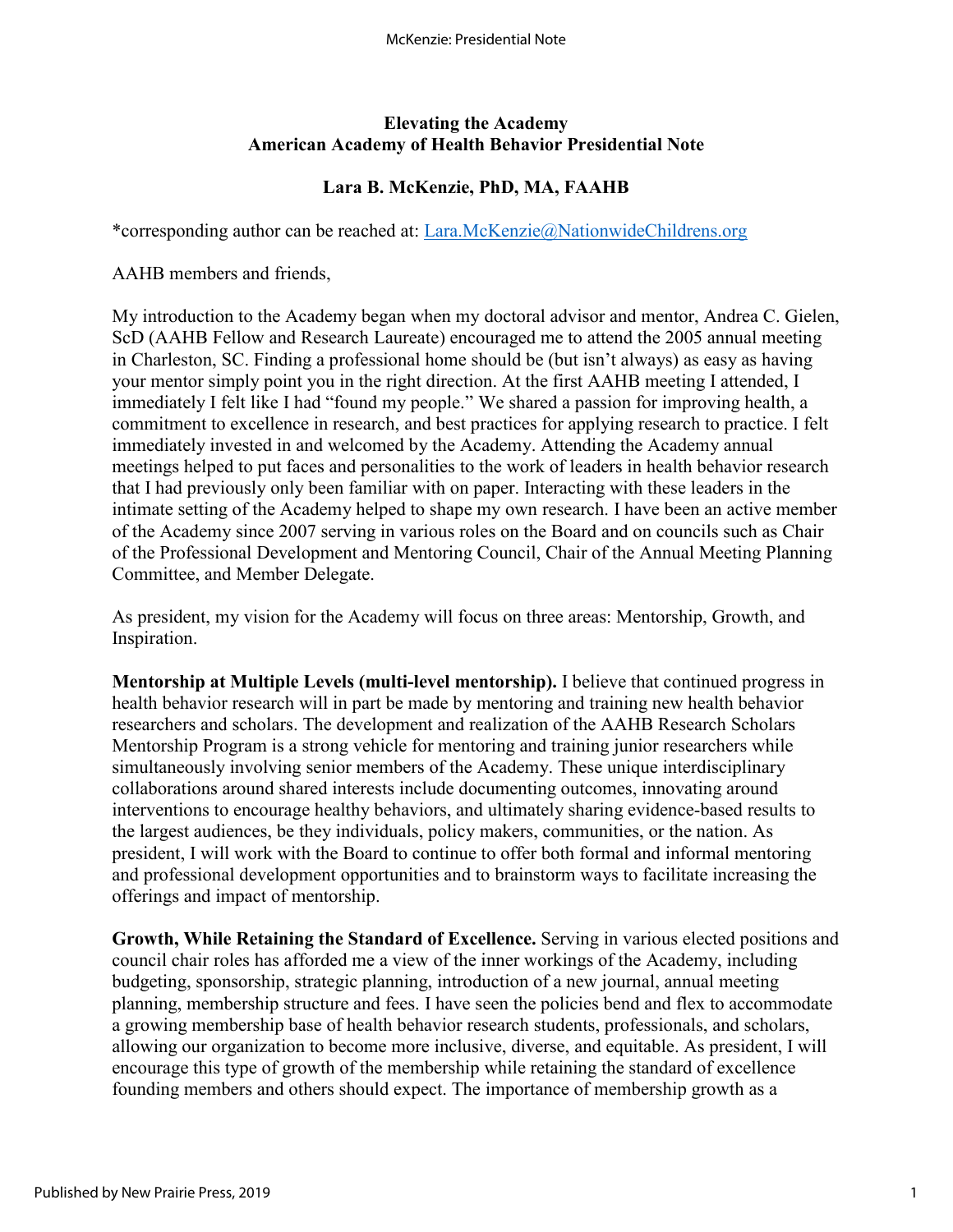**Elevating the Academy**
**American Academy of Health Behavior Presidential Note**

**Lara B. McKenzie, PhD, MA, FAAHB**

*corresponding author can be reached at: Lara.McKenzie@NationwideChildrens.org

AAHB members and friends,

My introduction to the Academy began when my doctoral advisor and mentor, Andrea C. Gielen, ScD (AAHB Fellow and Research Laureate) encouraged me to attend the 2005 annual meeting in Charleston, SC. Finding a professional home should be (but isn't always) as easy as having your mentor simply point you in the right direction. At the first AAHB meeting I attended, I immediately I felt like I had "found my people." We shared a passion for improving health, a commitment to excellence in research, and best practices for applying research to practice. I felt immediately invested in and welcomed by the Academy. Attending the Academy annual meetings helped to put faces and personalities to the work of leaders in health behavior research that I had previously only been familiar with on paper. Interacting with these leaders in the intimate setting of the Academy helped to shape my own research. I have been an active member of the Academy since 2007 serving in various roles on the Board and on councils such as Chair of the Professional Development and Mentoring Council, Chair of the Annual Meeting Planning Committee, and Member Delegate.

As president, my vision for the Academy will focus on three areas: Mentorship, Growth, and Inspiration.

**Mentorship at Multiple Levels (multi-level mentorship).** I believe that continued progress in health behavior research will in part be made by mentoring and training new health behavior researchers and scholars. The development and realization of the AAHB Research Scholars Mentorship Program is a strong vehicle for mentoring and training junior researchers while simultaneously involving senior members of the Academy. These unique interdisciplinary collaborations around shared interests include documenting outcomes, innovating around interventions to encourage healthy behaviors, and ultimately sharing evidence-based results to the largest audiences, be they individuals, policy makers, communities, or the nation. As president, I will work with the Board to continue to offer both formal and informal mentoring and professional development opportunities and to brainstorm ways to facilitate increasing the offerings and impact of mentorship.

**Growth, While Retaining the Standard of Excellence.** Serving in various elected positions and council chair roles has afforded me a view of the inner workings of the Academy, including budgeting, sponsorship, strategic planning, introduction of a new journal, annual meeting planning, membership structure and fees. I have seen the policies bend and flex to accommodate a growing membership base of health behavior research students, professionals, and scholars, allowing our organization to become more inclusive, diverse, and equitable. As president, I will encourage this type of growth of the membership while retaining the standard of excellence founding members and others should expect. The importance of membership growth as a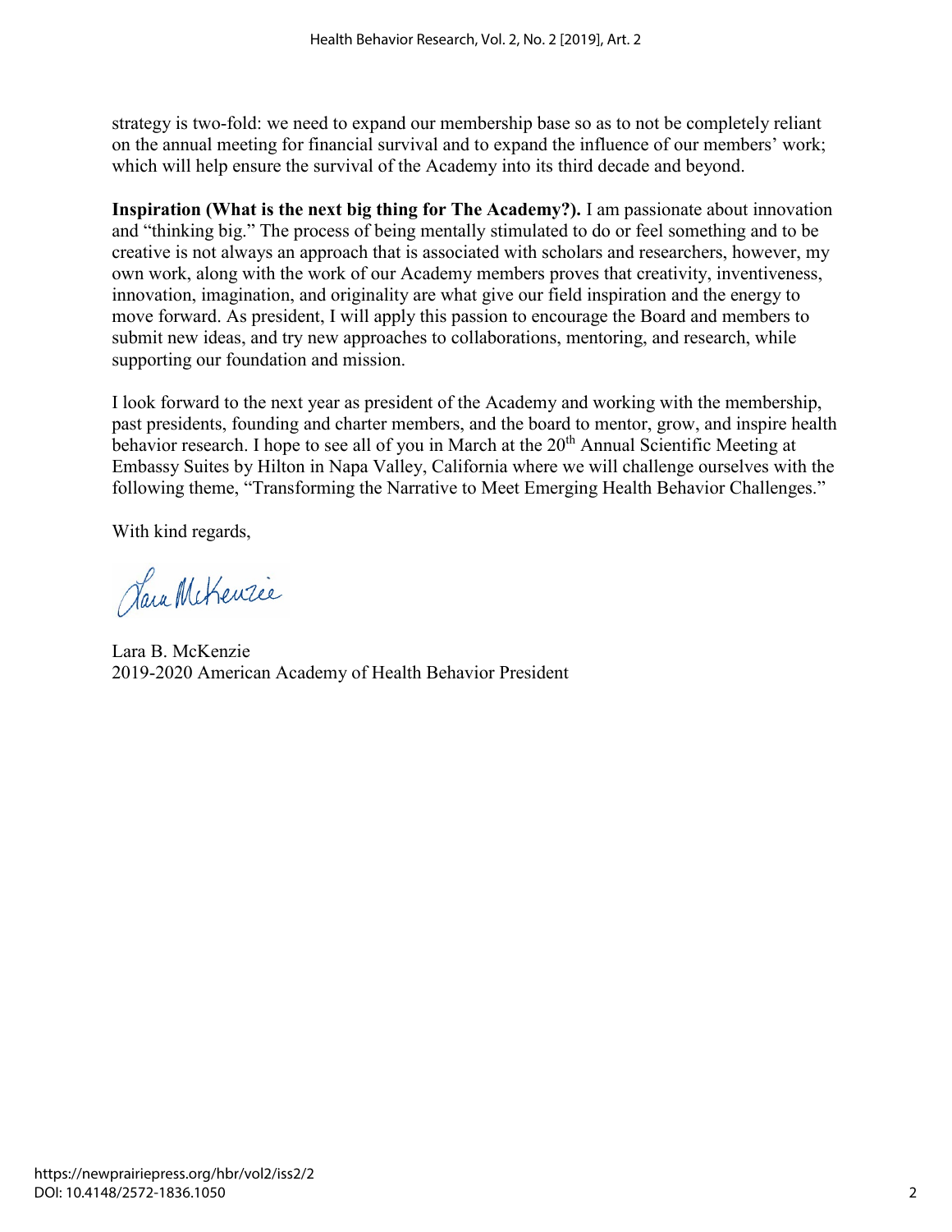strategy is two-fold: we need to expand our membership base so as to not be completely reliant on the annual meeting for financial survival and to expand the influence of our members' work; which will help ensure the survival of the Academy into its third decade and beyond.

**Inspiration (What is the next big thing for The Academy?).** I am passionate about innovation and "thinking big." The process of being mentally stimulated to do or feel something and to be creative is not always an approach that is associated with scholars and researchers, however, my own work, along with the work of our Academy members proves that creativity, inventiveness, innovation, imagination, and originality are what give our field inspiration and the energy to move forward. As president, I will apply this passion to encourage the Board and members to submit new ideas, and try new approaches to collaborations, mentoring, and research, while supporting our foundation and mission.

I look forward to the next year as president of the Academy and working with the membership, past presidents, founding and charter members, and the board to mentor, grow, and inspire health behavior research. I hope to see all of you in March at the 20th Annual Scientific Meeting at Embassy Suites by Hilton in Napa Valley, California where we will challenge ourselves with the following theme, "Transforming the Narrative to Meet Emerging Health Behavior Challenges."

With kind regards,

Lara McKenzie

Lara B. McKenzie
2019-2020 American Academy of Health Behavior President